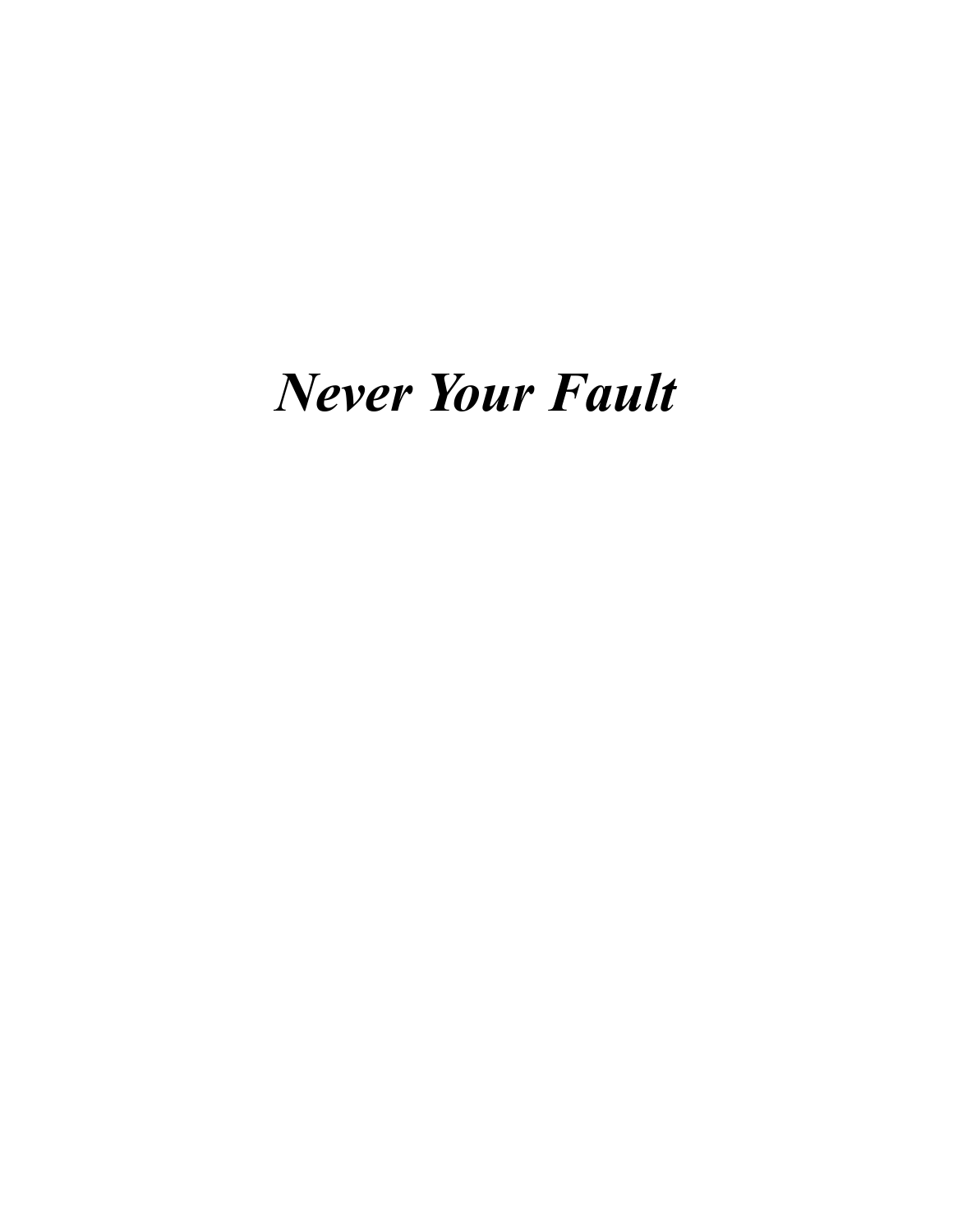# *Never Your Fault*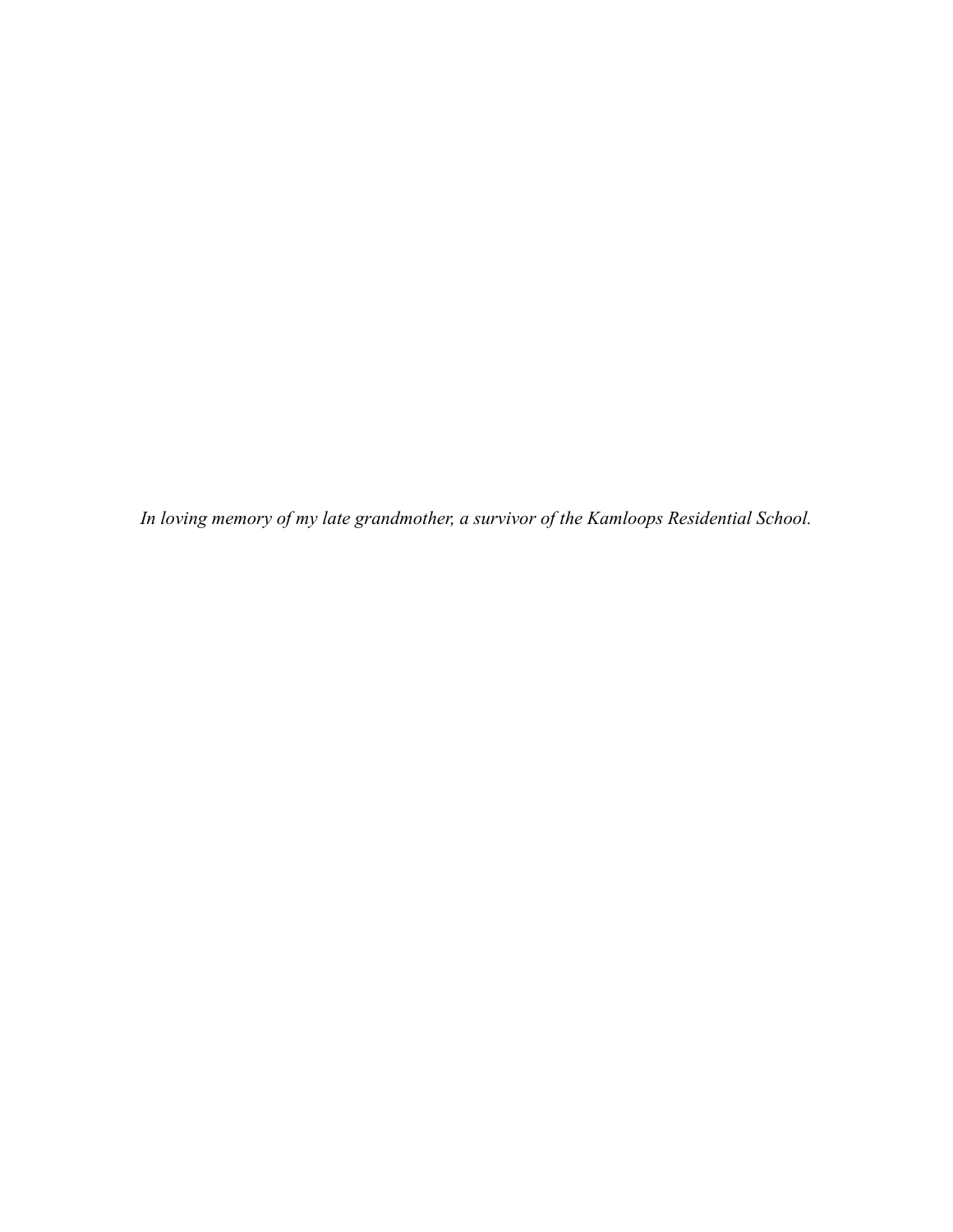*In loving memory of my late grandmother, a survivor of the Kamloops Residential School.*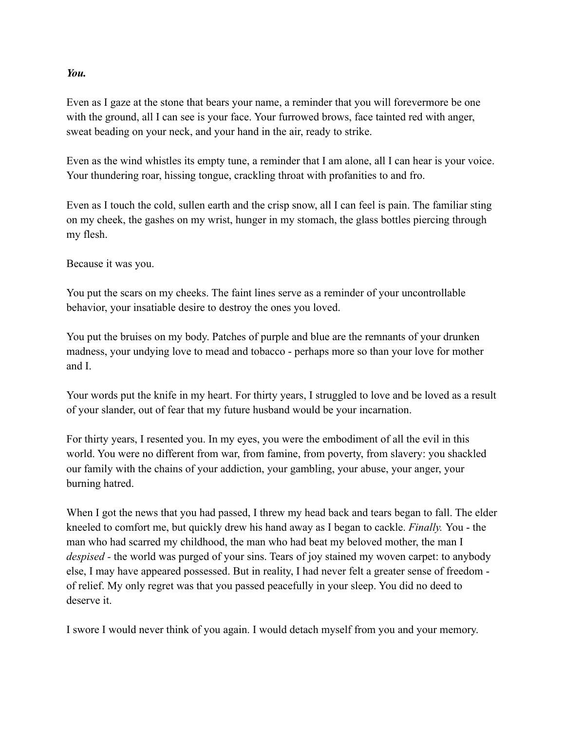***You.***

Even as I gaze at the stone that bears your name, a reminder that you will forevermore be one with the ground, all I can see is your face. Your furrowed brows, face tainted red with anger, sweat beading on your neck, and your hand in the air, ready to strike.

Even as the wind whistles its empty tune, a reminder that I am alone, all I can hear is your voice. Your thundering roar, hissing tongue, crackling throat with profanities to and fro.

Even as I touch the cold, sullen earth and the crisp snow, all I can feel is pain. The familiar sting on my cheek, the gashes on my wrist, hunger in my stomach, the glass bottles piercing through my flesh.

Because it was you.

You put the scars on my cheeks. The faint lines serve as a reminder of your uncontrollable behavior, your insatiable desire to destroy the ones you loved.

You put the bruises on my body. Patches of purple and blue are the remnants of your drunken madness, your undying love to mead and tobacco - perhaps more so than your love for mother and I.

Your words put the knife in my heart. For thirty years, I struggled to love and be loved as a result of your slander, out of fear that my future husband would be your incarnation.

For thirty years, I resented you. In my eyes, you were the embodiment of all the evil in this world. You were no different from war, from famine, from poverty, from slavery: you shackled our family with the chains of your addiction, your gambling, your abuse, your anger, your burning hatred.

When I got the news that you had passed, I threw my head back and tears began to fall. The elder kneeled to comfort me, but quickly drew his hand away as I began to cackle. *Finally.* You - the man who had scarred my childhood, the man who had beat my beloved mother, the man I *despised* - the world was purged of your sins. Tears of joy stained my woven carpet: to anybody else, I may have appeared possessed. But in reality, I had never felt a greater sense of freedom - of relief. My only regret was that you passed peacefully in your sleep. You did no deed to deserve it.

I swore I would never think of you again. I would detach myself from you and your memory.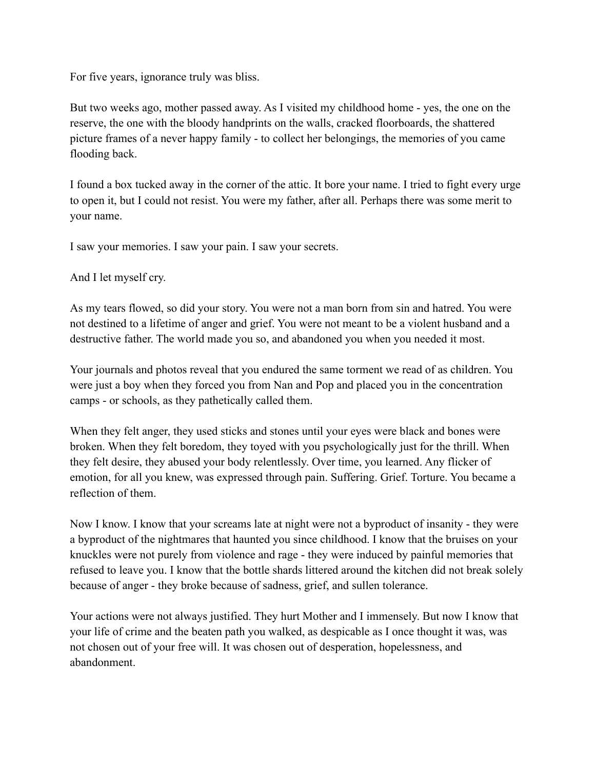For five years, ignorance truly was bliss.

But two weeks ago, mother passed away. As I visited my childhood home - yes, the one on the reserve, the one with the bloody handprints on the walls, cracked floorboards, the shattered picture frames of a never happy family - to collect her belongings, the memories of you came flooding back.

I found a box tucked away in the corner of the attic. It bore your name. I tried to fight every urge to open it, but I could not resist. You were my father, after all. Perhaps there was some merit to your name.

I saw your memories. I saw your pain. I saw your secrets.

And I let myself cry.

As my tears flowed, so did your story. You were not a man born from sin and hatred. You were not destined to a lifetime of anger and grief. You were not meant to be a violent husband and a destructive father. The world made you so, and abandoned you when you needed it most.

Your journals and photos reveal that you endured the same torment we read of as children. You were just a boy when they forced you from Nan and Pop and placed you in the concentration camps - or schools, as they pathetically called them.

When they felt anger, they used sticks and stones until your eyes were black and bones were broken. When they felt boredom, they toyed with you psychologically just for the thrill. When they felt desire, they abused your body relentlessly. Over time, you learned. Any flicker of emotion, for all you knew, was expressed through pain. Suffering. Grief. Torture. You became a reflection of them.

Now I know. I know that your screams late at night were not a byproduct of insanity - they were a byproduct of the nightmares that haunted you since childhood. I know that the bruises on your knuckles were not purely from violence and rage - they were induced by painful memories that refused to leave you. I know that the bottle shards littered around the kitchen did not break solely because of anger - they broke because of sadness, grief, and sullen tolerance.

Your actions were not always justified. They hurt Mother and I immensely. But now I know that your life of crime and the beaten path you walked, as despicable as I once thought it was, was not chosen out of your free will. It was chosen out of desperation, hopelessness, and abandonment.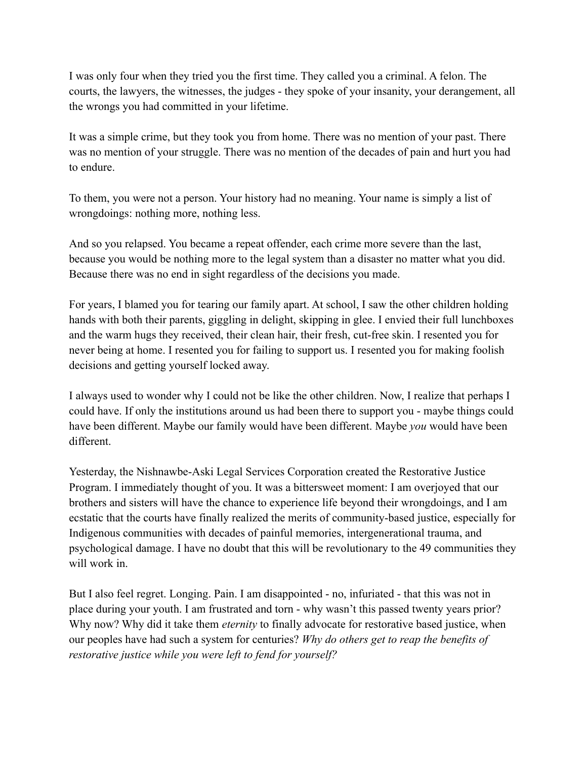I was only four when they tried you the first time. They called you a criminal. A felon. The courts, the lawyers, the witnesses, the judges - they spoke of your insanity, your derangement, all the wrongs you had committed in your lifetime.

It was a simple crime, but they took you from home. There was no mention of your past. There was no mention of your struggle. There was no mention of the decades of pain and hurt you had to endure.

To them, you were not a person. Your history had no meaning. Your name is simply a list of wrongdoings: nothing more, nothing less.

And so you relapsed. You became a repeat offender, each crime more severe than the last, because you would be nothing more to the legal system than a disaster no matter what you did. Because there was no end in sight regardless of the decisions you made.

For years, I blamed you for tearing our family apart. At school, I saw the other children holding hands with both their parents, giggling in delight, skipping in glee. I envied their full lunchboxes and the warm hugs they received, their clean hair, their fresh, cut-free skin. I resented you for never being at home. I resented you for failing to support us. I resented you for making foolish decisions and getting yourself locked away.

I always used to wonder why I could not be like the other children. Now, I realize that perhaps I could have. If only the institutions around us had been there to support you - maybe things could have been different. Maybe our family would have been different. Maybe *you* would have been different.

Yesterday, the Nishnawbe-Aski Legal Services Corporation created the Restorative Justice Program. I immediately thought of you. It was a bittersweet moment: I am overjoyed that our brothers and sisters will have the chance to experience life beyond their wrongdoings, and I am ecstatic that the courts have finally realized the merits of community-based justice, especially for Indigenous communities with decades of painful memories, intergenerational trauma, and psychological damage. I have no doubt that this will be revolutionary to the 49 communities they will work in.

But I also feel regret. Longing. Pain. I am disappointed - no, infuriated - that this was not in place during your youth. I am frustrated and torn - why wasn't this passed twenty years prior? Why now? Why did it take them *eternity* to finally advocate for restorative based justice, when our peoples have had such a system for centuries? *Why do others get to reap the benefits of restorative justice while you were left to fend for yourself?*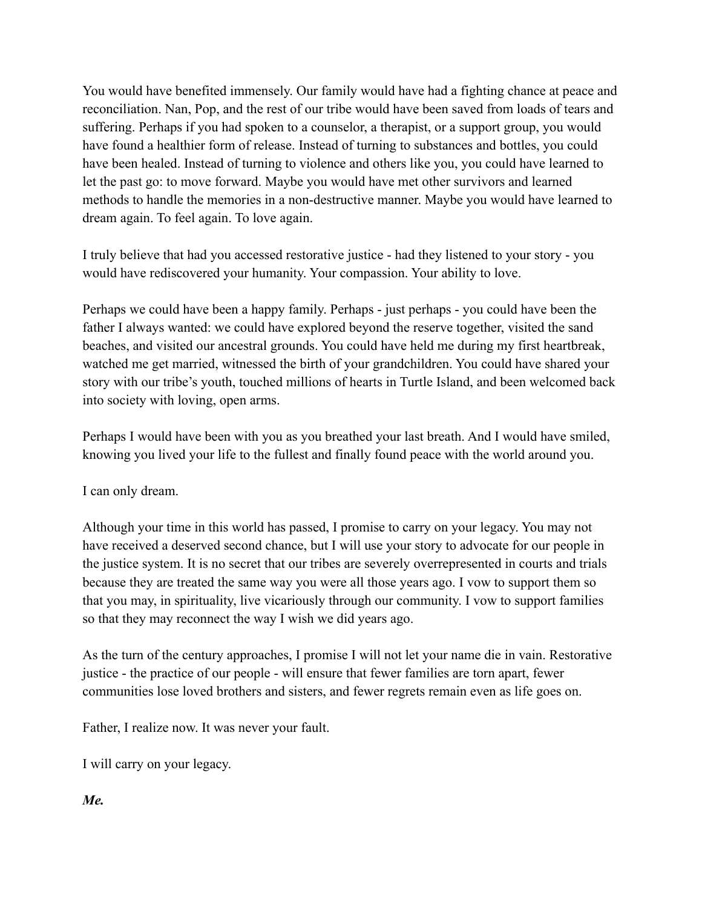You would have benefited immensely. Our family would have had a fighting chance at peace and reconciliation. Nan, Pop, and the rest of our tribe would have been saved from loads of tears and suffering. Perhaps if you had spoken to a counselor, a therapist, or a support group, you would have found a healthier form of release. Instead of turning to substances and bottles, you could have been healed. Instead of turning to violence and others like you, you could have learned to let the past go: to move forward. Maybe you would have met other survivors and learned methods to handle the memories in a non-destructive manner. Maybe you would have learned to dream again. To feel again. To love again.

I truly believe that had you accessed restorative justice - had they listened to your story - you would have rediscovered your humanity. Your compassion. Your ability to love.

Perhaps we could have been a happy family. Perhaps - just perhaps - you could have been the father I always wanted: we could have explored beyond the reserve together, visited the sand beaches, and visited our ancestral grounds. You could have held me during my first heartbreak, watched me get married, witnessed the birth of your grandchildren. You could have shared your story with our tribe's youth, touched millions of hearts in Turtle Island, and been welcomed back into society with loving, open arms.

Perhaps I would have been with you as you breathed your last breath. And I would have smiled, knowing you lived your life to the fullest and finally found peace with the world around you.

I can only dream.

Although your time in this world has passed, I promise to carry on your legacy. You may not have received a deserved second chance, but I will use your story to advocate for our people in the justice system. It is no secret that our tribes are severely overrepresented in courts and trials because they are treated the same way you were all those years ago. I vow to support them so that you may, in spirituality, live vicariously through our community. I vow to support families so that they may reconnect the way I wish we did years ago.

As the turn of the century approaches, I promise I will not let your name die in vain. Restorative justice - the practice of our people - will ensure that fewer families are torn apart, fewer communities lose loved brothers and sisters, and fewer regrets remain even as life goes on.

Father, I realize now. It was never your fault.

I will carry on your legacy.

***Me.***